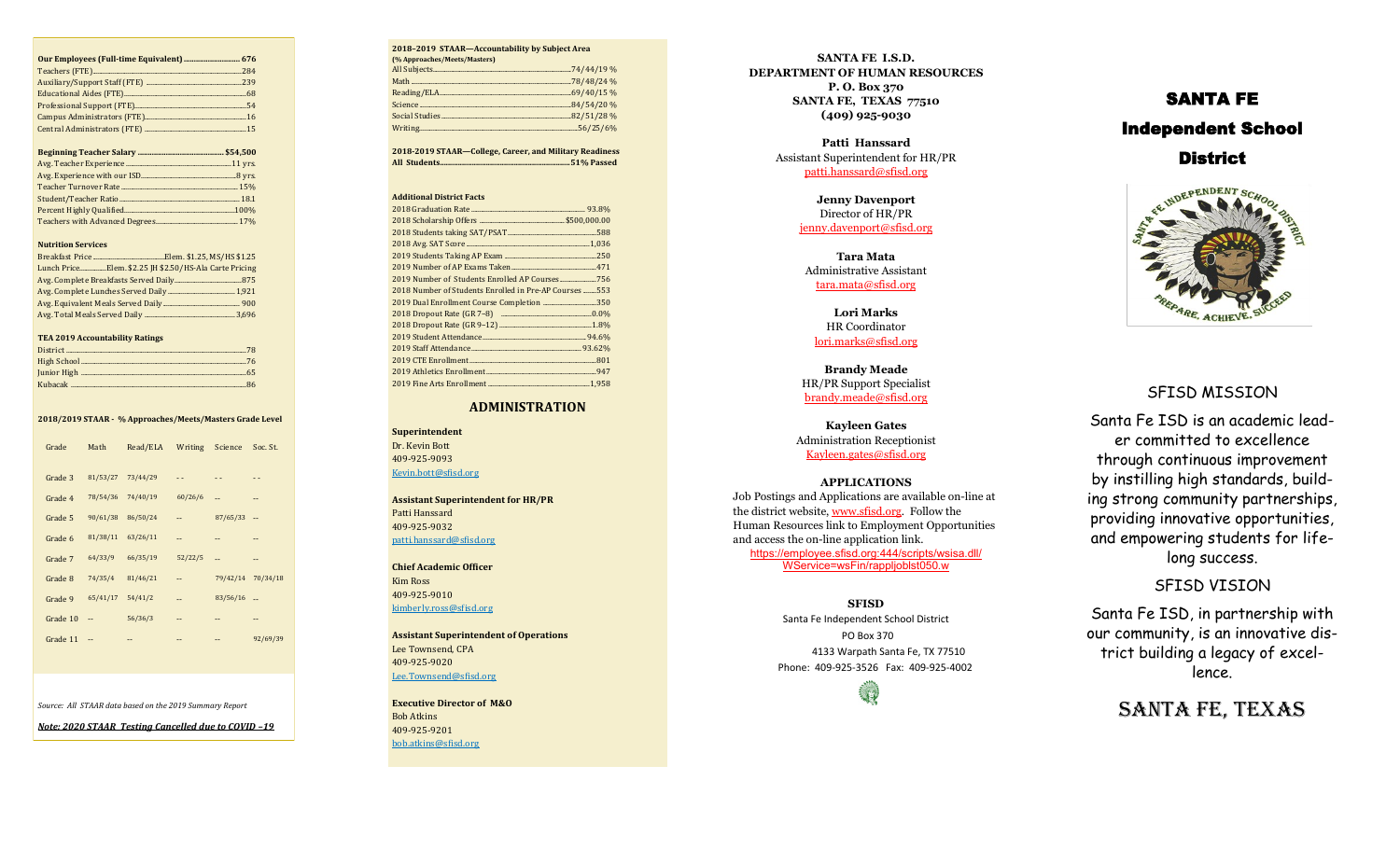**Our Employees (Full-time Equivalent) ....... 676**

| Item | Value |
|---|---|
| Teachers (FTE) | 284 |
| Auxiliary/Support Staff (FTE) | 239 |
| Educational Aides (FTE) | 68 |
| Professional Support (FTE) | 54 |
| Campus Administrators (FTE) | 16 |
| Central Administrators (FTE) | 15 |

**Beginning Teacher Salary ....... $54,500**

| Item | Value |
|---|---|
| Avg. Teacher Experience | 11 yrs. |
| Avg. Experience with our ISD | 8 yrs. |
| Teacher Turnover Rate | 15% |
| Student/Teacher Ratio | 18.1 |
| Percent Highly Qualified | 100% |
| Teachers with Advanced Degrees | 17% |

**Nutrition Services**

| Item | Value |
|---|---|
| Breakfast Price | Elem. $1.25, MS/HS $1.25 |
| Lunch Price | Elem. $2.25 JH $2.50/HS-Ala Carte Pricing |
| Avg. Complete Breakfasts Served Daily | 875 |
| Avg. Complete Lunches Served Daily | 1,921 |
| Avg. Equivalent Meals Served Daily | 900 |
| Avg. Total Meals Served Daily | 3,696 |

**TEA 2019 Accountability Ratings**

| Item | Value |
|---|---|
| District | 78 |
| High School | 76 |
| Junior High | 65 |
| Kubacak | 86 |

**2018/2019 STAAR - % Approaches/Meets/Masters Grade Level**

| Grade | Math | Read/ELA | Writing | Science | Soc. St. |
|---|---|---|---|---|---|
| Grade 3 | 81/53/27 | 73/44/29 | - - | - - | - - |
| Grade 4 | 78/54/36 | 74/40/19 | 60/26/6 | -- | -- |
| Grade 5 | 90/61/38 | 86/50/24 | -- | 87/65/33 | -- |
| Grade 6 | 81/38/11 | 63/26/11 | -- | -- | -- |
| Grade 7 | 64/33/9 | 66/35/19 | 52/22/5 | -- | -- |
| Grade 8 | 74/35/4 | 81/46/21 | -- | 79/42/14 | 70/34/18 |
| Grade 9 | 65/41/17 | 54/41/2 | -- | 83/56/16 | -- |
| Grade 10 | -- | 56/36/3 | -- | -- | -- |
| Grade 11 | -- | -- | -- | -- | 92/69/39 |

*Source: All STAAR data based on the 2019 Summary Report*

***Note: 2020 STAAR Testing Cancelled due to COVID –19***

**2018–2019 STAAR—Accountability by Subject Area**
**(% Approaches/Meets/Masters)**

| Subject | Value |
|---|---|
| All Subjects | 74/44/19 % |
| Math | 78/48/24 % |
| Reading/ELA | 69/40/15 % |
| Science | 84/54/20 % |
| Social Studies | 82/51/28 % |
| Writing | 56/25/6% |

**2018-2019 STAAR—College, Career, and Military Readiness**
**All Students ....... 51% Passed**

**Additional District Facts**

| Item | Value |
|---|---|
| 2018 Graduation Rate | 93.8% |
| 2018 Scholarship Offers | $500,000.00 |
| 2018 Students taking SAT/PSAT | 588 |
| 2018 Avg. SAT Score | 1,036 |
| 2019 Students Taking AP Exam | 250 |
| 2019 Number of AP Exams Taken | 471 |
| 2019 Number of Students Enrolled AP Courses | 756 |
| 2018 Number of Students Enrolled in Pre-AP Courses | 553 |
| 2019 Dual Enrollment Course Completion | 350 |
| 2018 Dropout Rate (GR 7–8) | 0.0% |
| 2018 Dropout Rate (GR 9–12) | 1.8% |
| 2019 Student Attendance | 94.6% |
| 2019 Staff Attendance | 93.62% |
| 2019 CTE Enrollment | 801 |
| 2019 Athletics Enrollment | 947 |
| 2019 Fine Arts Enrollment | 1,958 |

## ADMINISTRATION

**Superintendent**
Dr. Kevin Bott
409-925-9093
Kevin.bott@sfisd.org

**Assistant Superintendent for HR/PR**
Patti Hanssard
409-925-9032
patti.hanssard@sfisd.org

**Chief Academic Officer**
Kim Ross
409-925-9010
kimberly.ross@sfisd.org

**Assistant Superintendent of Operations**
Lee Townsend, CPA
409-925-9020
Lee.Townsend@sfisd.org

**Executive Director of M&O**
Bob Atkins
409-925-9201
bob.atkins@sfisd.org

**SANTA FE I.S.D.**
**DEPARTMENT OF HUMAN RESOURCES**
**P. O. Box 370**
**SANTA FE, TEXAS 77510**
**(409) 925-9030**

**Patti Hanssard**
Assistant Superintendent for HR/PR
patti.hanssard@sfisd.org

**Jenny Davenport**
Director of HR/PR
jenny.davenport@sfisd.org

**Tara Mata**
Administrative Assistant
tara.mata@sfisd.org

**Lori Marks**
HR Coordinator
lori.marks@sfisd.org

**Brandy Meade**
HR/PR Support Specialist
brandy.meade@sfisd.org

**Kayleen Gates**
Administration Receptionist
Kayleen.gates@sfisd.org

**APPLICATIONS**

Job Postings and Applications are available on-line at the district website, www.sfisd.org. Follow the Human Resources link to Employment Opportunities and access the on-line application link.
https://employee.sfisd.org:444/scripts/wsisa.dll/WService=wsFin/rappljoblst050.w

**SFISD**
Santa Fe Independent School District
PO Box 370
4133 Warpath Santa Fe, TX 77510
Phone: 409-925-3526 Fax: 409-925-4002

# SANTA FE Independent School District

INDEPENDENT SCHOOL DISTRICT
PREPARE, ACHIEVE, SUCCEED

## SFISD MISSION

Santa Fe ISD is an academic leader committed to excellence through continuous improvement by instilling high standards, building strong community partnerships, providing innovative opportunities, and empowering students for life-long success.

## SFISD VISION

Santa Fe ISD, in partnership with our community, is an innovative district building a legacy of excellence.

# SANTA FE, TEXAS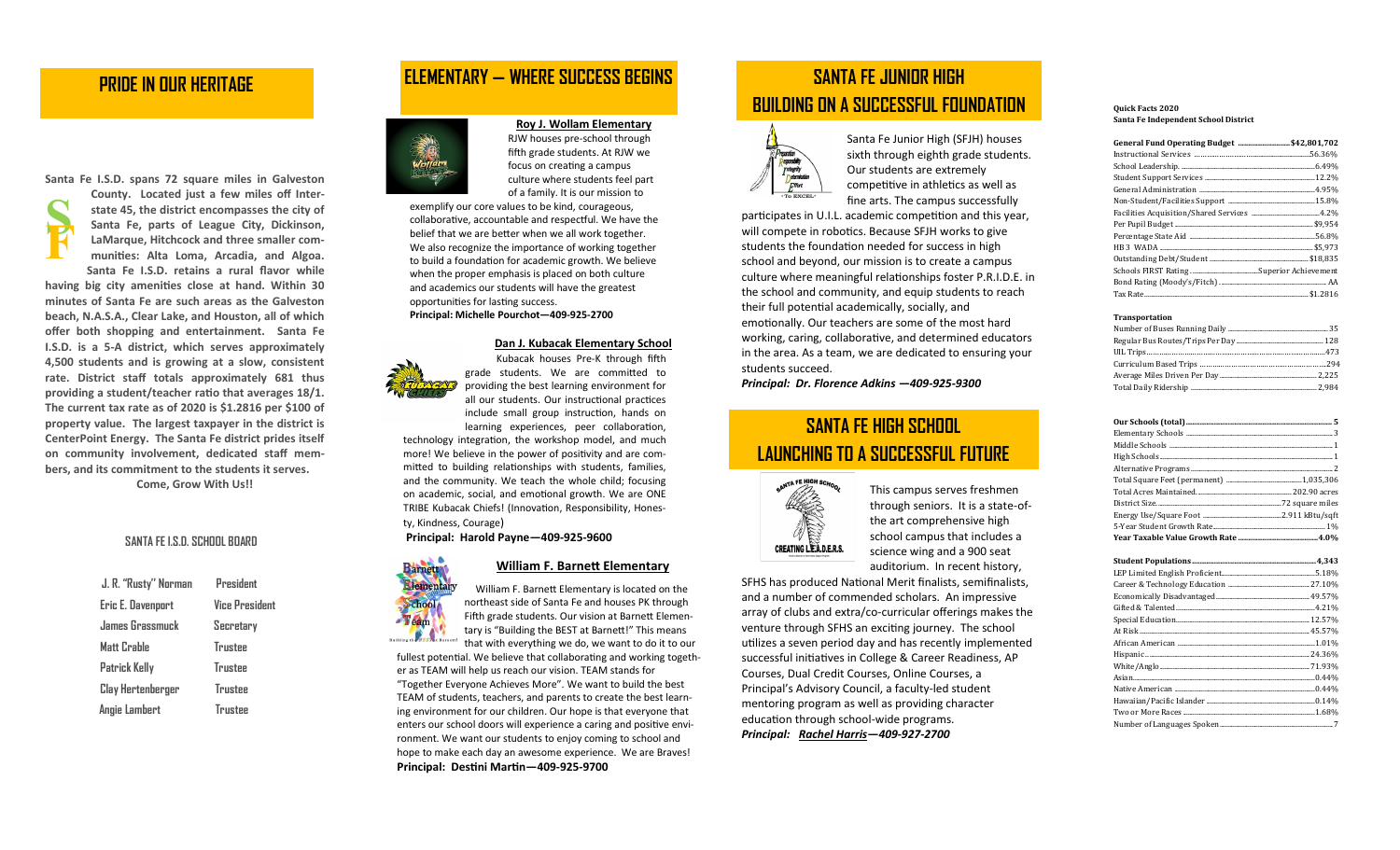## PRIDE IN OUR HERITAGE

**Santa Fe I.S.D. spans 72 square miles in Galveston County. Located just a few miles off Interstate 45, the district encompasses the city of Santa Fe, parts of League City, Dickinson, LaMarque, Hitchcock and three smaller communities: Alta Loma, Arcadia, and Algoa. Santa Fe I.S.D. retains a rural flavor while having big city amenities close at hand. Within 30 minutes of Santa Fe are such areas as the Galveston beach, N.A.S.A., Clear Lake, and Houston, all of which offer both shopping and entertainment. Santa Fe I.S.D. is a 5-A district, which serves approximately 4,500 students and is growing at a slow, consistent rate. District staff totals approximately 681 thus providing a student/teacher ratio that averages 18/1. The current tax rate as of 2020 is $1.2816 per $100 of property value. The largest taxpayer in the district is CenterPoint Energy. The Santa Fe district prides itself on community involvement, dedicated staff members, and its commitment to the students it serves.**

**Come, Grow With Us!!**

### SANTA FE I.S.D. SCHOOL BOARD

| | |
|---|---|
| J. R. "Rusty" Norman | President |
| Eric E. Davenport | Vice President |
| James Grassmuck | Secretary |
| Matt Crable | Trustee |
| Patrick Kelly | Trustee |
| Clay Hertenberger | Trustee |
| Angie Lambert | Trustee |

## ELEMENTARY — WHERE SUCCESS BEGINS

**Roy J. Wollam Elementary**

RJW houses pre-school through fifth grade students. At RJW we focus on creating a campus culture where students feel part of a family. It is our mission to exemplify our core values to be kind, courageous, collaborative, accountable and respectful. We have the belief that we are better when we all work together. We also recognize the importance of working together to build a foundation for academic growth. We believe when the proper emphasis is placed on both culture and academics our students will have the greatest opportunities for lasting success.

**Principal: Michelle Pourchot—409-925-2700**

**Dan J. Kubacak Elementary School**

Kubacak houses Pre-K through fifth grade students. We are committed to providing the best learning environment for all our students. Our instructional practices include small group instruction, hands on learning experiences, peer collaboration, technology integration, the workshop model, and much more! We believe in the power of positivity and are committed to building relationships with students, families, and the community. We teach the whole child; focusing on academic, social, and emotional growth. We are ONE TRIBE Kubacak Chiefs! (Innovation, Responsibility, Honesty, Kindness, Courage)

**Principal: Harold Payne—409-925-9600**

**William F. Barnett Elementary**

William F. Barnett Elementary is located on the northeast side of Santa Fe and houses PK through Fifth grade students. Our vision at Barnett Elementary is "Building the BEST at Barnett!" This means that with everything we do, we want to do it to our fullest potential. We believe that collaborating and working together as TEAM will help us reach our vision. TEAM stands for "Together Everyone Achieves More". We want to build the best TEAM of students, teachers, and parents to create the best learning environment for our children. Our hope is that everyone that enters our school doors will experience a caring and positive environment. We want our students to enjoy coming to school and hope to make each day an awesome experience. We are Braves!

**Principal: Destini Martin—409-925-9700**

## SANTA FE JUNIOR HIGH BUILDING ON A SUCCESSFUL FOUNDATION

Santa Fe Junior High (SFJH) houses sixth through eighth grade students. Our students are extremely competitive in athletics as well as fine arts. The campus successfully participates in U.I.L. academic competition and this year, will compete in robotics. Because SFJH works to give students the foundation needed for success in high school and beyond, our mission is to create a campus culture where meaningful relationships foster P.R.I.D.E. in the school and community, and equip students to reach their full potential academically, socially, and emotionally. Our teachers are some of the most hard working, caring, collaborative, and determined educators in the area. As a team, we are dedicated to ensuring your students succeed.

***Principal: Dr. Florence Adkins —409-925-9300***

## SANTA FE HIGH SCHOOL LAUNCHING TO A SUCCESSFUL FUTURE

This campus serves freshmen through seniors. It is a state-of-the art comprehensive high school campus that includes a science wing and a 900 seat auditorium. In recent history, SFHS has produced National Merit finalists, semifinalists, and a number of commended scholars. An impressive array of clubs and extra/co-curricular offerings makes the venture through SFHS an exciting journey. The school utilizes a seven period day and has recently implemented successful initiatives in College & Career Readiness, AP Courses, Dual Credit Courses, Online Courses, a Principal's Advisory Council, a faculty-led student mentoring program as well as providing character education through school-wide programs.

***Principal: Rachel Harris—409-927-2700***

**Quick Facts 2020**
**Santa Fe Independent School District**

| | |
|---|---|
| **General Fund Operating Budget** | **$42,801,702** |
| Instructional Services | 56.36% |
| School Leadership | 6.49% |
| Student Support Services | 12.2% |
| General Administration | 4.95% |
| Non-Student/Facilities Support | 15.8% |
| Facilities Acquisition/Shared Services | 4.2% |
| Per Pupil Budget | $9,954 |
| Percentage State Aid | 56.8% |
| HB 3 WADA | $5,973 |
| Outstanding Debt/Student | $18,835 |
| Schools FIRST Rating | Superior Achievement |
| Bond Rating (Moody's/Fitch) | AA |
| Tax Rate | $1.2816 |

**Transportation**

| | |
|---|---|
| Number of Buses Running Daily | 35 |
| Regular Bus Routes/Trips Per Day | 128 |
| UIL Trips | 473 |
| Curriculum Based Trips | 294 |
| Average Miles Driven Per Day | 2,225 |
| Total Daily Ridership | 2,984 |

| | |
|---|---|
| **Our Schools (total)** | **5** |
| Elementary Schools | 3 |
| Middle Schools | 1 |
| High Schools | 1 |
| Alternative Programs | 2 |
| Total Square Feet (permanent) | 1,035,306 |
| Total Acres Maintained | 202.90 acres |
| District Size | 72 square miles |
| Energy Use/Square Foot | 2.911 kBtu/sqft |
| 5-Year Student Growth Rate | 1% |
| **Year Taxable Value Growth Rate** | **4.0%** |

| | |
|---|---|
| **Student Populations** | **4,343** |
| LEP Limited English Proficient | 5.18% |
| Career & Technology Education | 27.10% |
| Economically Disadvantaged | 49.57% |
| Gifted & Talented | 4.21% |
| Special Education | 12.57% |
| At Risk | 45.57% |
| African American | 1.01% |
| Hispanic | 24.36% |
| White/Anglo | 71.93% |
| Asian | 0.44% |
| Native American | 0.44% |
| Hawaiian/Pacific Islander | 0.14% |
| Two or More Races | 1.68% |
| Number of Languages Spoken | 7 |